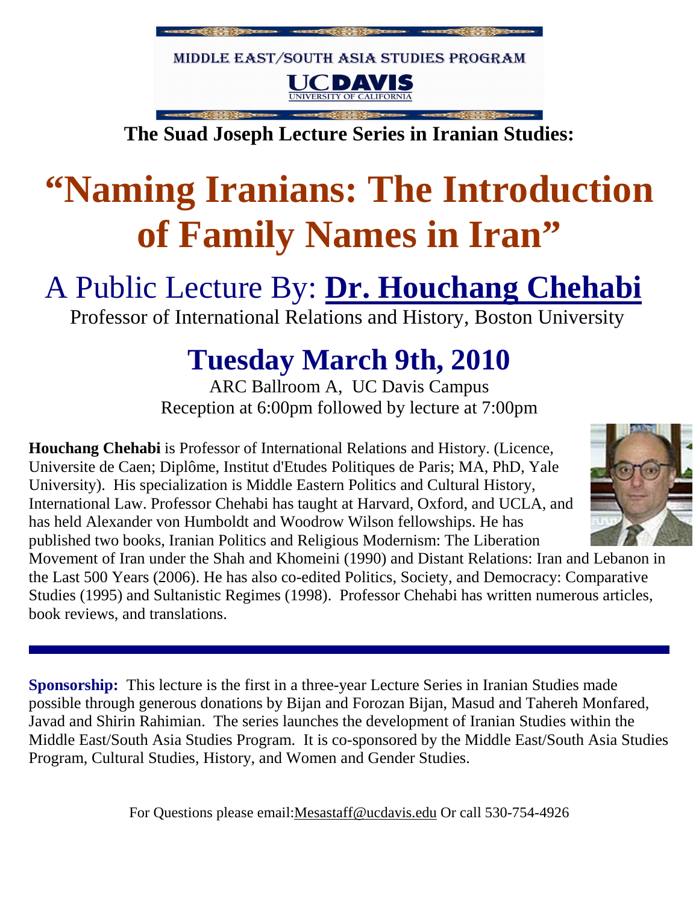MIDDLE EAST/SOUTH ASIA STUDIES PROGRAM

UC DAVIS
UNIVERSITY OF CALIFORNIA

**The Suad Joseph Lecture Series in Iranian Studies:**

# "Naming Iranians: The Introduction of Family Names in Iran"

## A Public Lecture By: Dr. Houchang Chehabi

Professor of International Relations and History, Boston University

## Tuesday March 9th, 2010

ARC Ballroom A, UC Davis Campus
Reception at 6:00pm followed by lecture at 7:00pm

**Houchang Chehabi** is Professor of International Relations and History. (Licence, Universite de Caen; Diplôme, Institut d'Etudes Politiques de Paris; MA, PhD, Yale University). His specialization is Middle Eastern Politics and Cultural History, International Law. Professor Chehabi has taught at Harvard, Oxford, and UCLA, and has held Alexander von Humboldt and Woodrow Wilson fellowships. He has published two books, Iranian Politics and Religious Modernism: The Liberation Movement of Iran under the Shah and Khomeini (1990) and Distant Relations: Iran and Lebanon in the Last 500 Years (2006). He has also co-edited Politics, Society, and Democracy: Comparative Studies (1995) and Sultanistic Regimes (1998). Professor Chehabi has written numerous articles, book reviews, and translations.

---

**Sponsorship:** This lecture is the first in a three-year Lecture Series in Iranian Studies made possible through generous donations by Bijan and Forozan Bijan, Masud and Tahereh Monfared, Javad and Shirin Rahimian. The series launches the development of Iranian Studies within the Middle East/South Asia Studies Program. It is co-sponsored by the Middle East/South Asia Studies Program, Cultural Studies, History, and Women and Gender Studies.

For Questions please email:Mesastaff@ucdavis.edu Or call 530-754-4926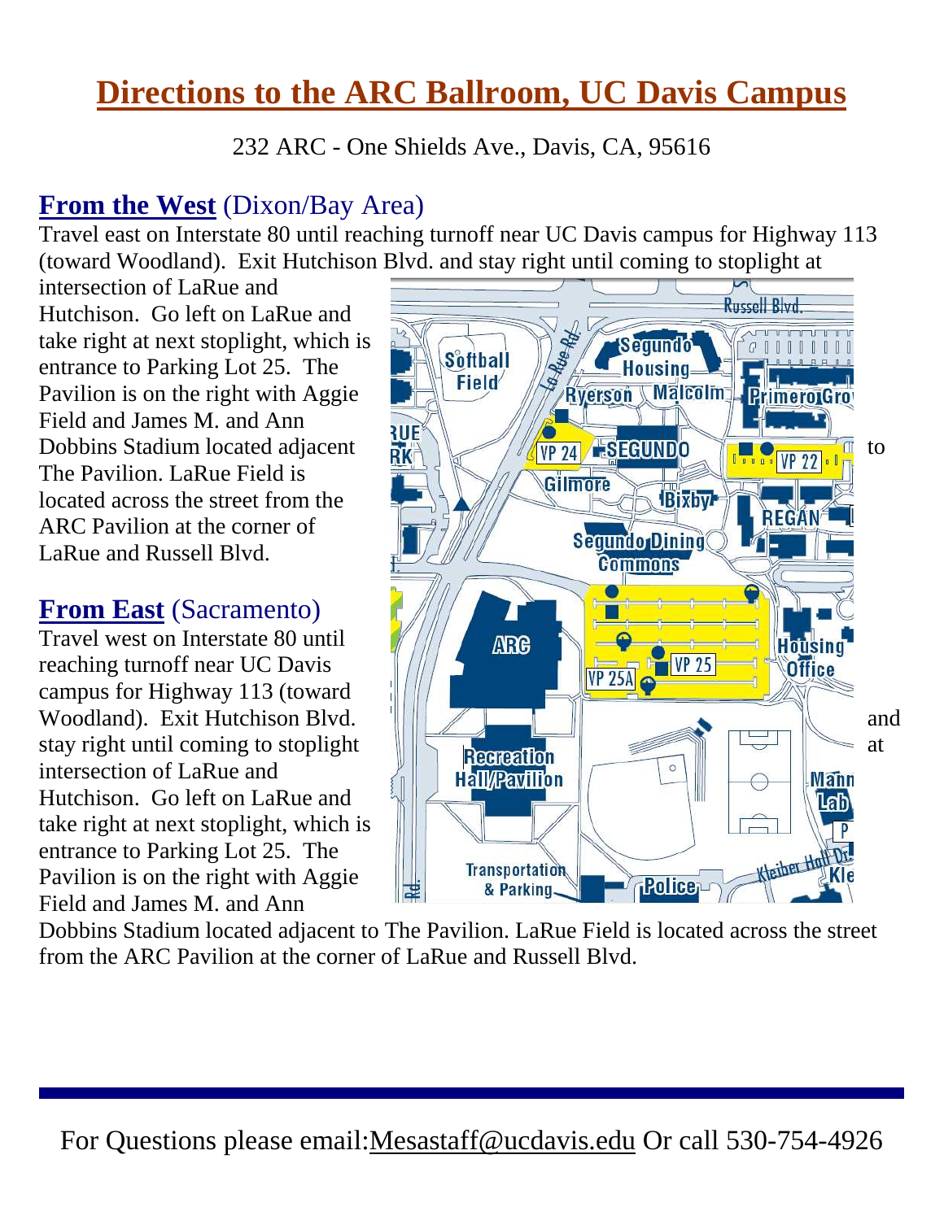# Directions to the ARC Ballroom, UC Davis Campus

232 ARC - One Shields Ave., Davis, CA, 95616

## From the West (Dixon/Bay Area)

Travel east on Interstate 80 until reaching turnoff near UC Davis campus for Highway 113 (toward Woodland). Exit Hutchison Blvd. and stay right until coming to stoplight at intersection of LaRue and Hutchison. Go left on LaRue and take right at next stoplight, which is entrance to Parking Lot 25. The Pavilion is on the right with Aggie Field and James M. and Ann Dobbins Stadium located adjacent to The Pavilion. LaRue Field is located across the street from the ARC Pavilion at the corner of LaRue and Russell Blvd.

## From East (Sacramento)

Travel west on Interstate 80 until reaching turnoff near UC Davis campus for Highway 113 (toward Woodland). Exit Hutchison Blvd. and stay right until coming to stoplight at intersection of LaRue and Hutchison. Go left on LaRue and take right at next stoplight, which is entrance to Parking Lot 25. The Pavilion is on the right with Aggie Field and James M. and Ann Dobbins Stadium located adjacent to The Pavilion. LaRue Field is located across the street from the ARC Pavilion at the corner of LaRue and Russell Blvd.

Russell Blvd.
La Rue Rd.
Softball Field
Segundo Housing
Ryerson
Malcolm
Primero Gro
VP 24
SEGUNDO
VP 22
Gilmore
Bixby
REGAN
Segundo Dining Commons
ARC
VP 25
VP 25A
Housing Office
Recreation Hall/Pavilion
Mann Lab
Transportation & Parking
Police
Kleiber Hall Dr.

---

For Questions please email: Mesastaff@ucdavis.edu Or call 530-754-4926